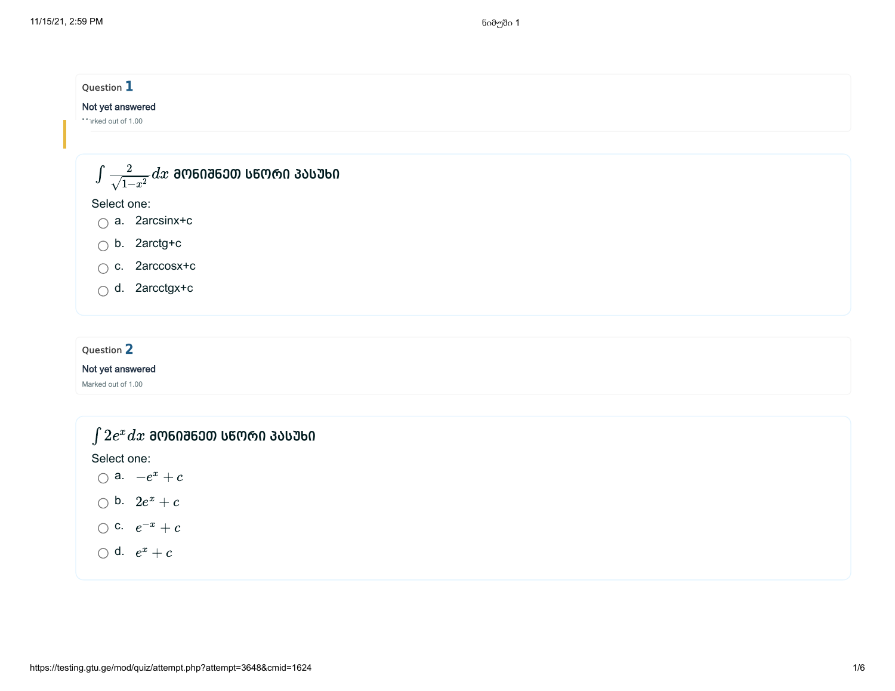Question **1**

Not yet answered

Marked out of 1.00

$\int \frac{2}{\sqrt{1-x^2}} dx$ მონიშნეთ სწორი პასუხი

Select one:

- a. 2arcsinx+c
- b. 2arctg+c
- c. 2arccosx+c
- d. 2arcctgx+c

Question **2**

Not yet answered

Marked out of 1.00

$\int 2e^x dx$ მონიშნეთ სწორი პასუხი

Select one:

- a. $-e^x + c$
- b. $2e^x + c$
- c. $e^{-x} + c$
- d. $e^x + c$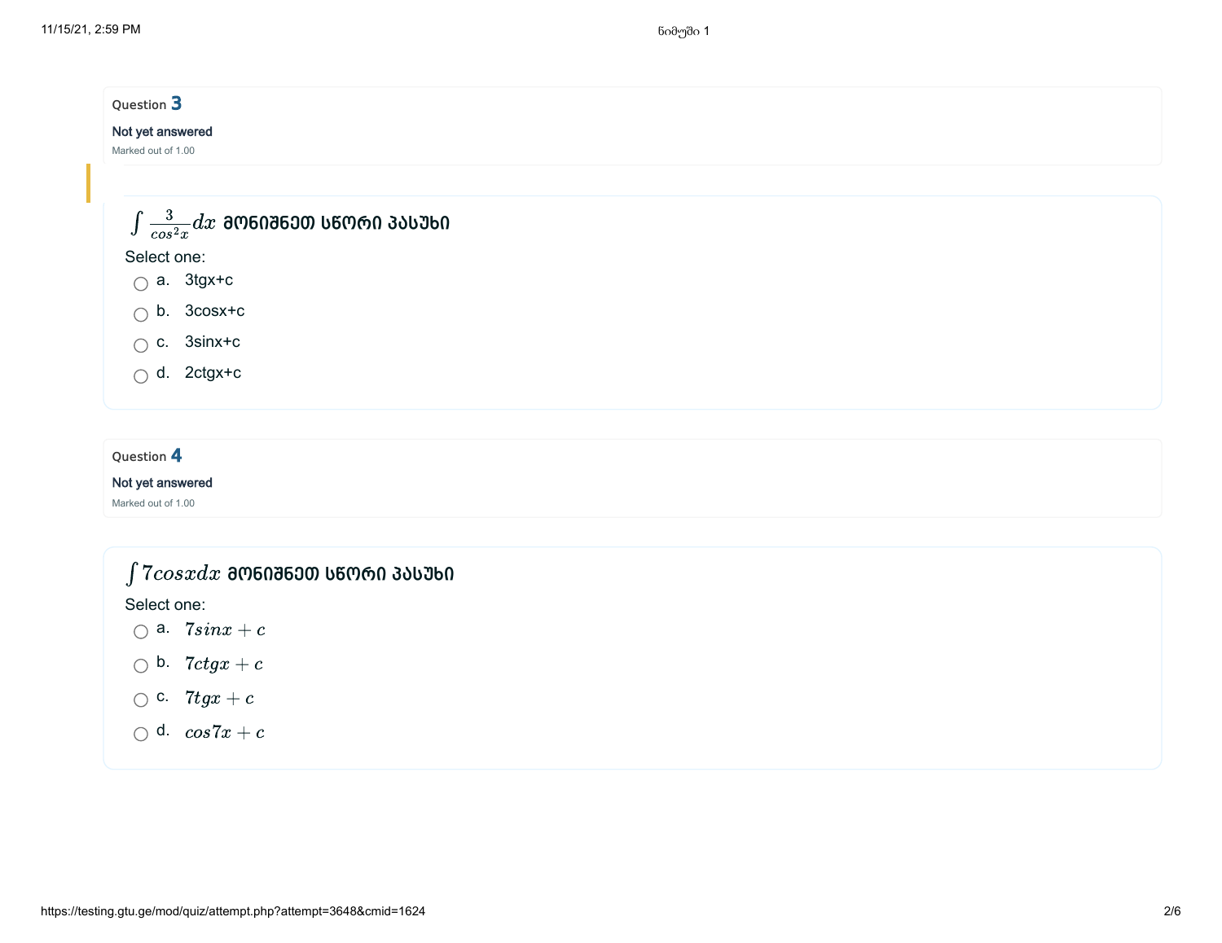Question **3**

Not yet answered

Marked out of 1.00

$\int \frac{3}{cos^2x}dx$ მონიშნეთ სწორი პასუხი

Select one:

- a. 3tgx+c
- b. 3cosx+c
- c. 3sinx+c
- d. 2ctgx+c

Question **4**

Not yet answered

Marked out of 1.00

$\int 7cosxdx$ მონიშნეთ სწორი პასუხი

Select one:

- a. $7sinx + c$
- b. $7ctgx + c$
- c. $7tgx + c$
- d. $cos7x + c$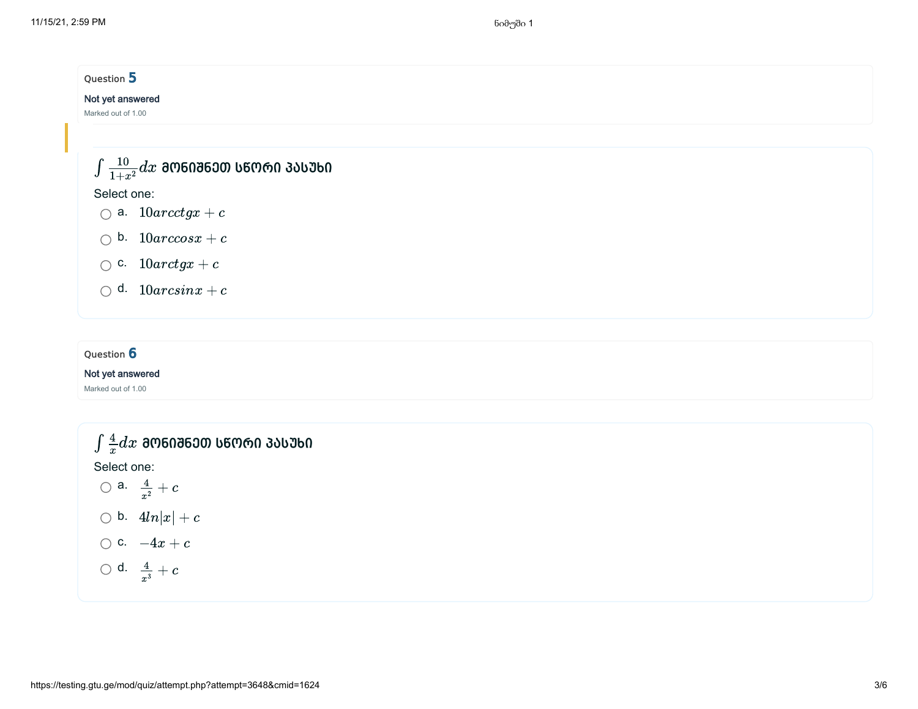Question **5**

Not yet answered

Marked out of 1.00

$\int \frac{10}{1+x^2} dx$ **მონიშნეთ სწორი პასუხი**

Select one:

- a. $10arcctgx + c$
- b. $10arccosx + c$
- c. $10arctgx + c$
- d. $10arcsinx + c$

Question **6**

Not yet answered

Marked out of 1.00

$\int \frac{4}{x} dx$ **მონიშნეთ სწორი პასუხი**

Select one:

- a. $\frac{4}{x^2} + c$
- b. $4ln|x| + c$
- c. $-4x + c$
- d. $\frac{4}{x^3} + c$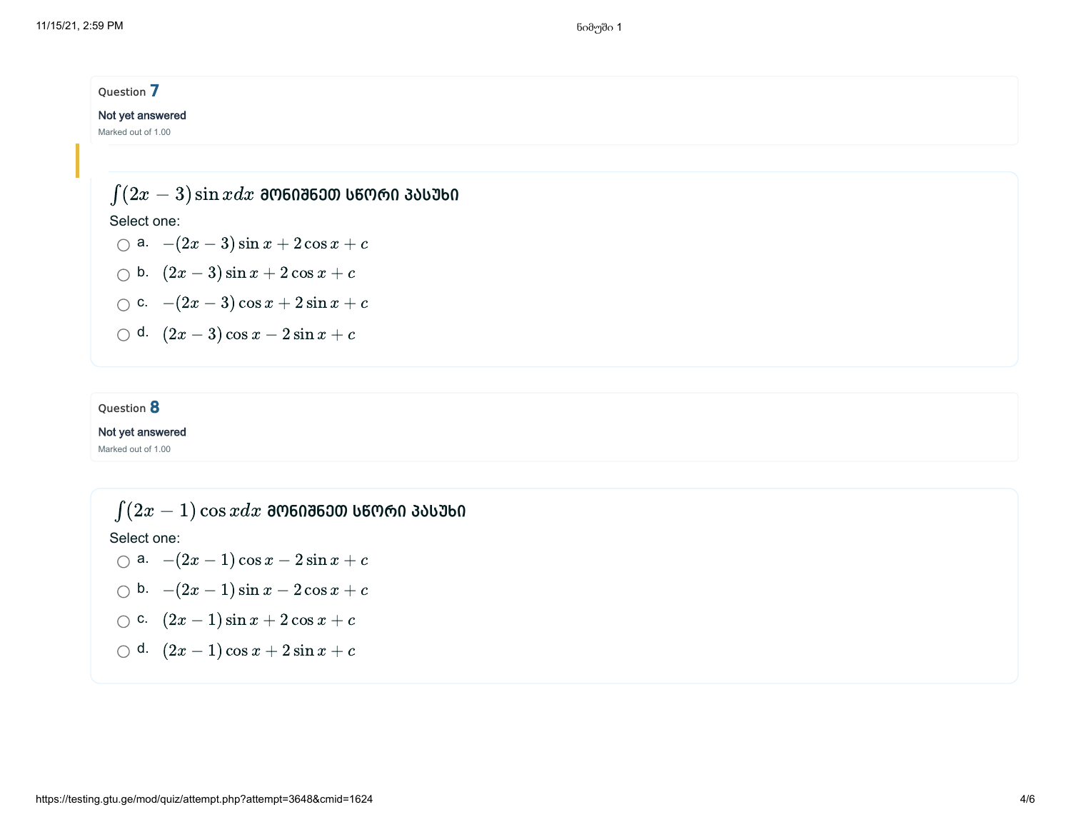Question **7**

Not yet answered

Marked out of 1.00

$\int (2x-3)\sin x dx$ მონიშნეთ სწორი პასუხი

Select one:

- a. $-(2x-3)\sin x + 2\cos x + c$
- b. $(2x-3)\sin x + 2\cos x + c$
- c. $-(2x-3)\cos x + 2\sin x + c$
- d. $(2x-3)\cos x - 2\sin x + c$

Question **8**

Not yet answered

Marked out of 1.00

$\int (2x-1)\cos x dx$ მონიშნეთ სწორი პასუხი

Select one:

- a. $-(2x-1)\cos x - 2\sin x + c$
- b. $-(2x-1)\sin x - 2\cos x + c$
- c. $(2x-1)\sin x + 2\cos x + c$
- d. $(2x-1)\cos x + 2\sin x + c$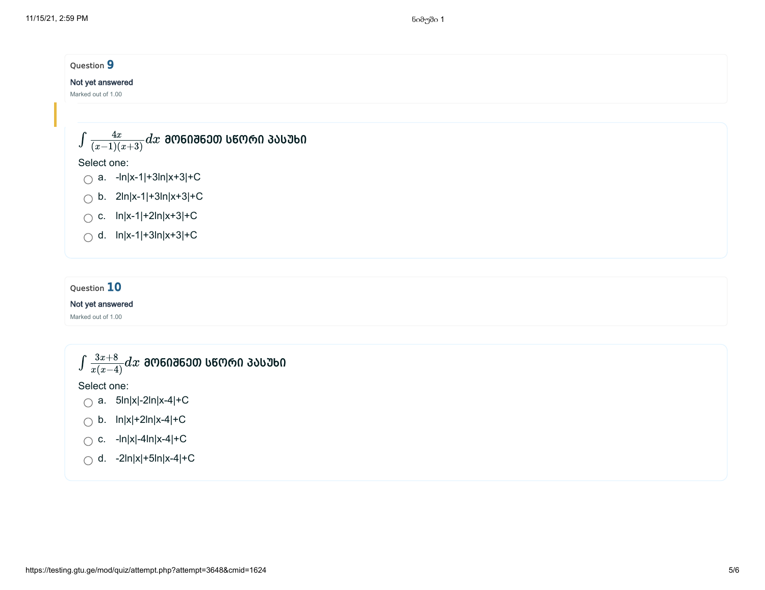Question **9**

Not yet answered

Marked out of 1.00

$\int \frac{4x}{(x-1)(x+3)} dx$ **მონიშნეთ სწორი პასუხი**

Select one:

- a. -ln|x-1|+3ln|x+3|+C
- b. 2ln|x-1|+3ln|x+3|+C
- c. ln|x-1|+2ln|x+3|+C
- d. ln|x-1|+3ln|x+3|+C

Question **10**

Not yet answered

Marked out of 1.00

$\int \frac{3x+8}{x(x-4)} dx$ **მონიშნეთ სწორი პასუხი**

Select one:

- a. 5ln|x|-2ln|x-4|+C
- b. ln|x|+2ln|x-4|+C
- c. -ln|x|-4ln|x-4|+C
- d. -2ln|x|+5ln|x-4|+C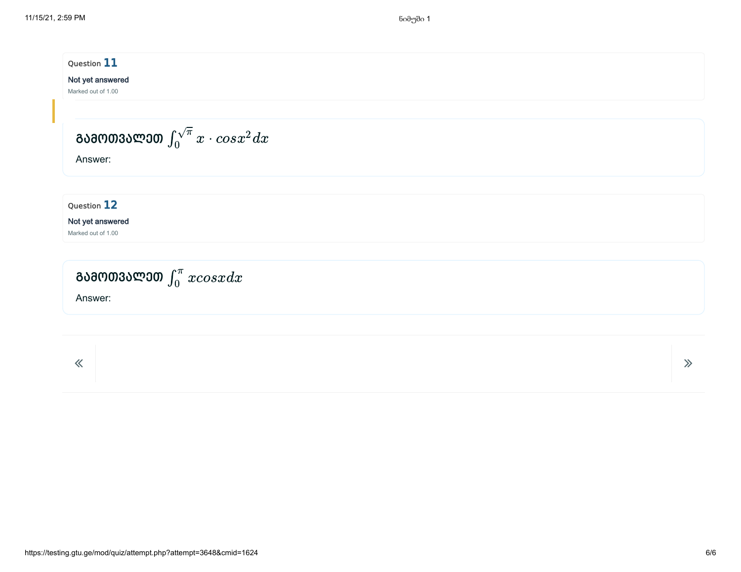Question **11**

Not yet answered

Marked out of 1.00

გამოთვალეთ $\int_0^{\sqrt{\pi}} x \cdot cosx^2 dx$

Answer:

Question **12**

Not yet answered

Marked out of 1.00

გამოთვალეთ $\int_0^{\pi} xcosxdx$

Answer: